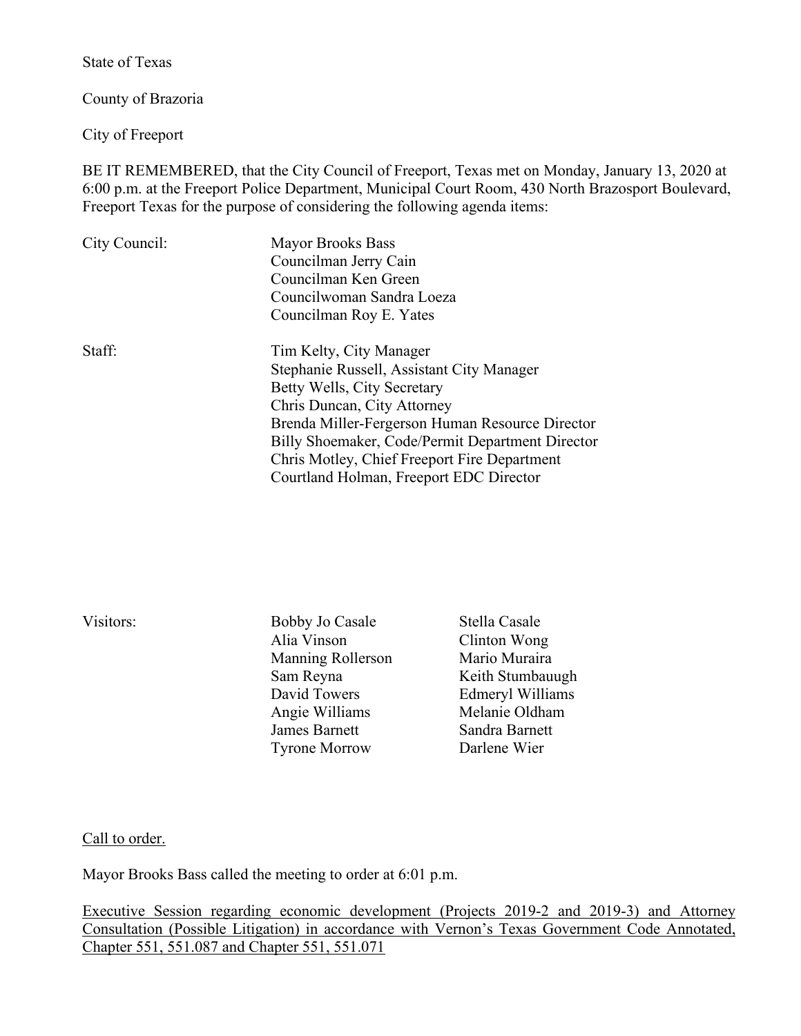State of Texas

County of Brazoria

City of Freeport

BE IT REMEMBERED, that the City Council of Freeport, Texas met on Monday, January 13, 2020 at 6:00 p.m. at the Freeport Police Department, Municipal Court Room, 430 North Brazosport Boulevard, Freeport Texas for the purpose of considering the following agenda items:

City Council:

- Mayor Brooks Bass
- Councilman Jerry Cain
- Councilman Ken Green
- Councilwoman Sandra Loeza
- Councilman Roy E. Yates

Staff:

- Tim Kelty, City Manager
- Stephanie Russell, Assistant City Manager
- Betty Wells, City Secretary
- Chris Duncan, City Attorney
- Brenda Miller-Fergerson Human Resource Director
- Billy Shoemaker, Code/Permit Department Director
- Chris Motley, Chief Freeport Fire Department
- Courtland Holman, Freeport EDC Director

Visitors:

| | |
|---|---|
| Bobby Jo Casale | Stella Casale |
| Alia Vinson | Clinton Wong |
| Manning Rollerson | Mario Muraira |
| Sam Reyna | Keith Stumbauugh |
| David Towers | Edmeryl Williams |
| Angie Williams | Melanie Oldham |
| James Barnett | Sandra Barnett |
| Tyrone Morrow | Darlene Wier |

Call to order.

Mayor Brooks Bass called the meeting to order at 6:01 p.m.

Executive Session regarding economic development (Projects 2019-2 and 2019-3) and Attorney Consultation (Possible Litigation) in accordance with Vernon's Texas Government Code Annotated, Chapter 551, 551.087 and Chapter 551, 551.071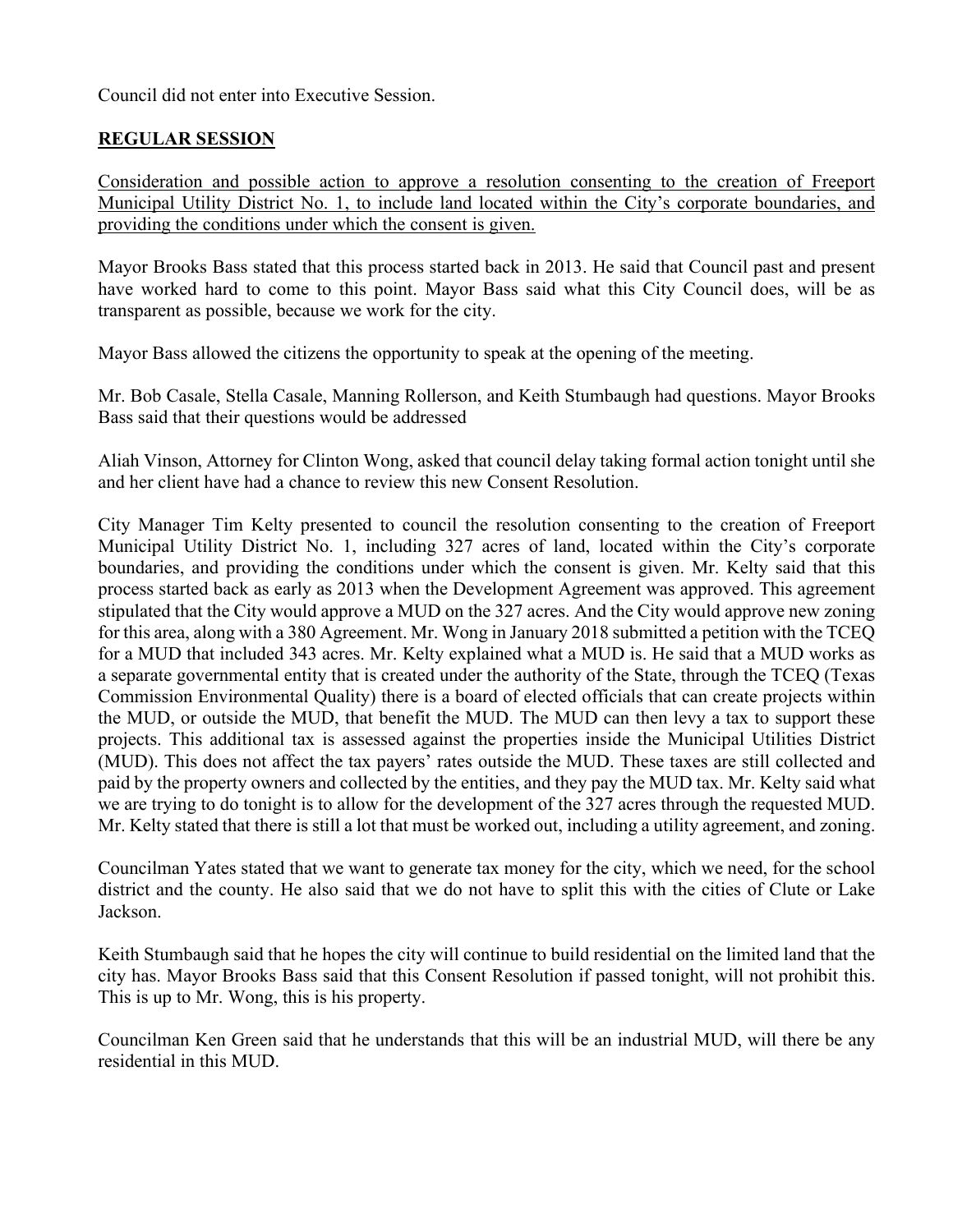Council did not enter into Executive Session.

**REGULAR SESSION**

Consideration and possible action to approve a resolution consenting to the creation of Freeport Municipal Utility District No. 1, to include land located within the City's corporate boundaries, and providing the conditions under which the consent is given.

Mayor Brooks Bass stated that this process started back in 2013. He said that Council past and present have worked hard to come to this point. Mayor Bass said what this City Council does, will be as transparent as possible, because we work for the city.

Mayor Bass allowed the citizens the opportunity to speak at the opening of the meeting.

Mr. Bob Casale, Stella Casale, Manning Rollerson, and Keith Stumbaugh had questions. Mayor Brooks Bass said that their questions would be addressed

Aliah Vinson, Attorney for Clinton Wong, asked that council delay taking formal action tonight until she and her client have had a chance to review this new Consent Resolution.

City Manager Tim Kelty presented to council the resolution consenting to the creation of Freeport Municipal Utility District No. 1, including 327 acres of land, located within the City's corporate boundaries, and providing the conditions under which the consent is given. Mr. Kelty said that this process started back as early as 2013 when the Development Agreement was approved. This agreement stipulated that the City would approve a MUD on the 327 acres. And the City would approve new zoning for this area, along with a 380 Agreement. Mr. Wong in January 2018 submitted a petition with the TCEQ for a MUD that included 343 acres. Mr. Kelty explained what a MUD is. He said that a MUD works as a separate governmental entity that is created under the authority of the State, through the TCEQ (Texas Commission Environmental Quality) there is a board of elected officials that can create projects within the MUD, or outside the MUD, that benefit the MUD. The MUD can then levy a tax to support these projects. This additional tax is assessed against the properties inside the Municipal Utilities District (MUD). This does not affect the tax payers' rates outside the MUD. These taxes are still collected and paid by the property owners and collected by the entities, and they pay the MUD tax. Mr. Kelty said what we are trying to do tonight is to allow for the development of the 327 acres through the requested MUD. Mr. Kelty stated that there is still a lot that must be worked out, including a utility agreement, and zoning.

Councilman Yates stated that we want to generate tax money for the city, which we need, for the school district and the county. He also said that we do not have to split this with the cities of Clute or Lake Jackson.

Keith Stumbaugh said that he hopes the city will continue to build residential on the limited land that the city has. Mayor Brooks Bass said that this Consent Resolution if passed tonight, will not prohibit this. This is up to Mr. Wong, this is his property.

Councilman Ken Green said that he understands that this will be an industrial MUD, will there be any residential in this MUD.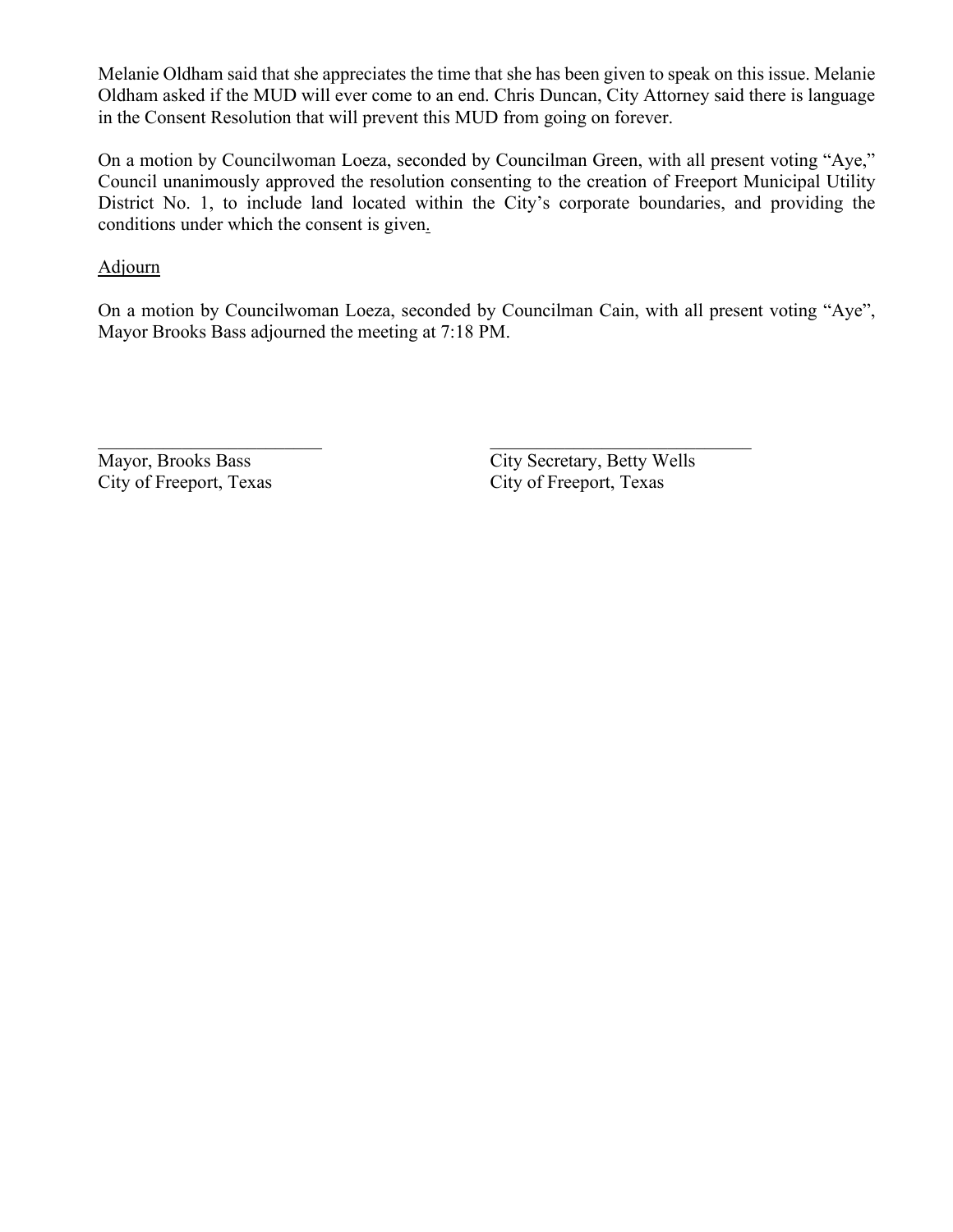Melanie Oldham said that she appreciates the time that she has been given to speak on this issue. Melanie Oldham asked if the MUD will ever come to an end. Chris Duncan, City Attorney said there is language in the Consent Resolution that will prevent this MUD from going on forever.

On a motion by Councilwoman Loeza, seconded by Councilman Green, with all present voting "Aye," Council unanimously approved the resolution consenting to the creation of Freeport Municipal Utility District No. 1, to include land located within the City's corporate boundaries, and providing the conditions under which the consent is given.

Adjourn

On a motion by Councilwoman Loeza, seconded by Councilman Cain, with all present voting "Aye", Mayor Brooks Bass adjourned the meeting at 7:18 PM.

| | |
|---|---|
| \_\_\_\_\_\_\_\_\_\_\_\_\_\_\_\_\_\_\_\_\_\_\_\_ | \_\_\_\_\_\_\_\_\_\_\_\_\_\_\_\_\_\_\_\_\_\_\_\_\_\_\_\_ |
| Mayor, Brooks Bass | City Secretary, Betty Wells |
| City of Freeport, Texas | City of Freeport, Texas |